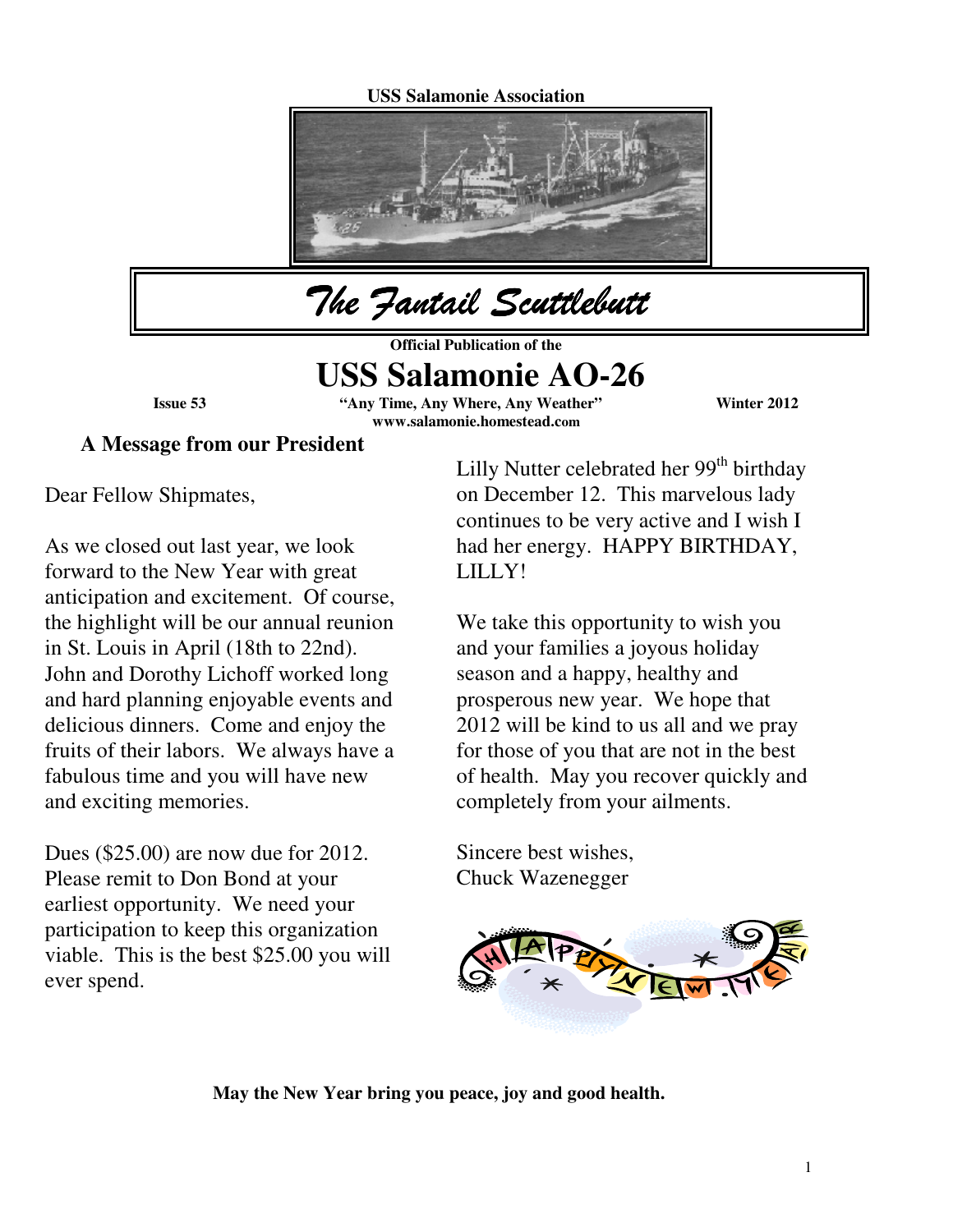USS Salamonie Association

# The Fantail Scuttlebutt

**Official Publication of the**

# USS Salamonie AO-26

**Issue 53** | **"Any Time, Any Where, Any Weather"** | **Winter 2012**

**www.salamonie.homestead.com**

## A Message from our President

Dear Fellow Shipmates,

As we closed out last year, we look forward to the New Year with great anticipation and excitement. Of course, the highlight will be our annual reunion in St. Louis in April (18th to 22nd). John and Dorothy Lichoff worked long and hard planning enjoyable events and delicious dinners. Come and enjoy the fruits of their labors. We always have a fabulous time and you will have new and exciting memories.

Dues ($25.00) are now due for 2012. Please remit to Don Bond at your earliest opportunity. We need your participation to keep this organization viable. This is the best $25.00 you will ever spend.

Lilly Nutter celebrated her 99th birthday on December 12. This marvelous lady continues to be very active and I wish I had her energy. HAPPY BIRTHDAY, LILLY!

We take this opportunity to wish you and your families a joyous holiday season and a happy, healthy and prosperous new year. We hope that 2012 will be kind to us all and we pray for those of you that are not in the best of health. May you recover quickly and completely from your ailments.

Sincere best wishes,
Chuck Wazenegger

**May the New Year bring you peace, joy and good health.**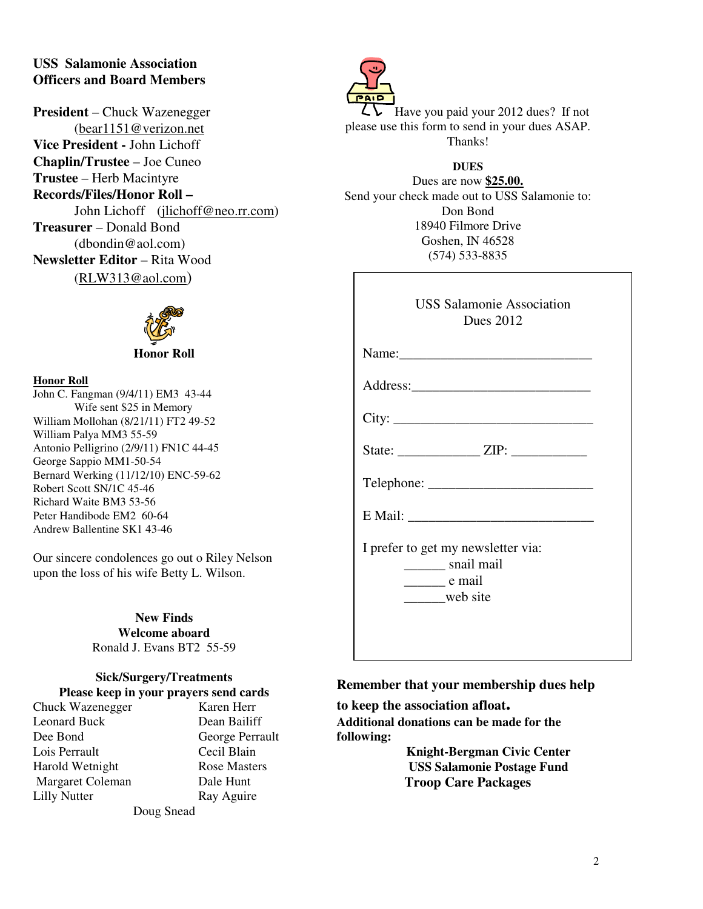## USS Salamonie Association
## Officers and Board Members

**President** – Chuck Wazenegger
(bear1151@verizon.net

**Vice President -** John Lichoff

**Chaplin/Trustee** – Joe Cuneo

**Trustee** – Herb Macintyre

**Records/Files/Honor Roll –**
John Lichoff (jlichoff@neo.rr.com)

**Treasurer** – Donald Bond
(dbondin@aol.com)

**Newsletter Editor** – Rita Wood
(RLW313@aol.com)

**Honor Roll**

**Honor Roll**

John C. Fangman (9/4/11) EM3 43-44
Wife sent $25 in Memory
William Mollohan (8/21/11) FT2 49-52
William Palya MM3 55-59
Antonio Pelligrino (2/9/11) FN1C 44-45
George Sappio MM1-50-54
Bernard Werking (11/12/10) ENC-59-62
Robert Scott SN/1C 45-46
Richard Waite BM3 53-56
Peter Handibode EM2 60-64
Andrew Ballentine SK1 43-46

Our sincere condolences go out o Riley Nelson upon the loss of his wife Betty L. Wilson.

**New Finds**
**Welcome aboard**
Ronald J. Evans BT2 55-59

**Sick/Surgery/Treatments**
**Please keep in your prayers send cards**

Chuck Wazenegger
Leonard Buck
Dee Bond
Lois Perrault
Harold Wetnight
Margaret Coleman
Lilly Nutter
Karen Herr
Dean Bailiff
George Perrault
Cecil Blain
Rose Masters
Dale Hunt
Ray Aguire
Doug Snead

Have you paid your 2012 dues? If not please use this form to send in your dues ASAP. Thanks!

**DUES**

Dues are now **$25.00.**
Send your check made out to USS Salamonie to:
Don Bond
18940 Filmore Drive
Goshen, IN 46528
(574) 533-8835

USS Salamonie Association
Dues 2012

Name:____________________________

Address:__________________________

City: _____________________________

State: ____________ ZIP: ___________

Telephone: ________________________

E Mail: ___________________________

I prefer to get my newsletter via:
______ snail mail
______ e mail
______web site

**Remember that your membership dues help to keep the association afloat.**

**Additional donations can be made for the following:**

**Knight-Bergman Civic Center**
**USS Salamonie Postage Fund**
**Troop Care Packages**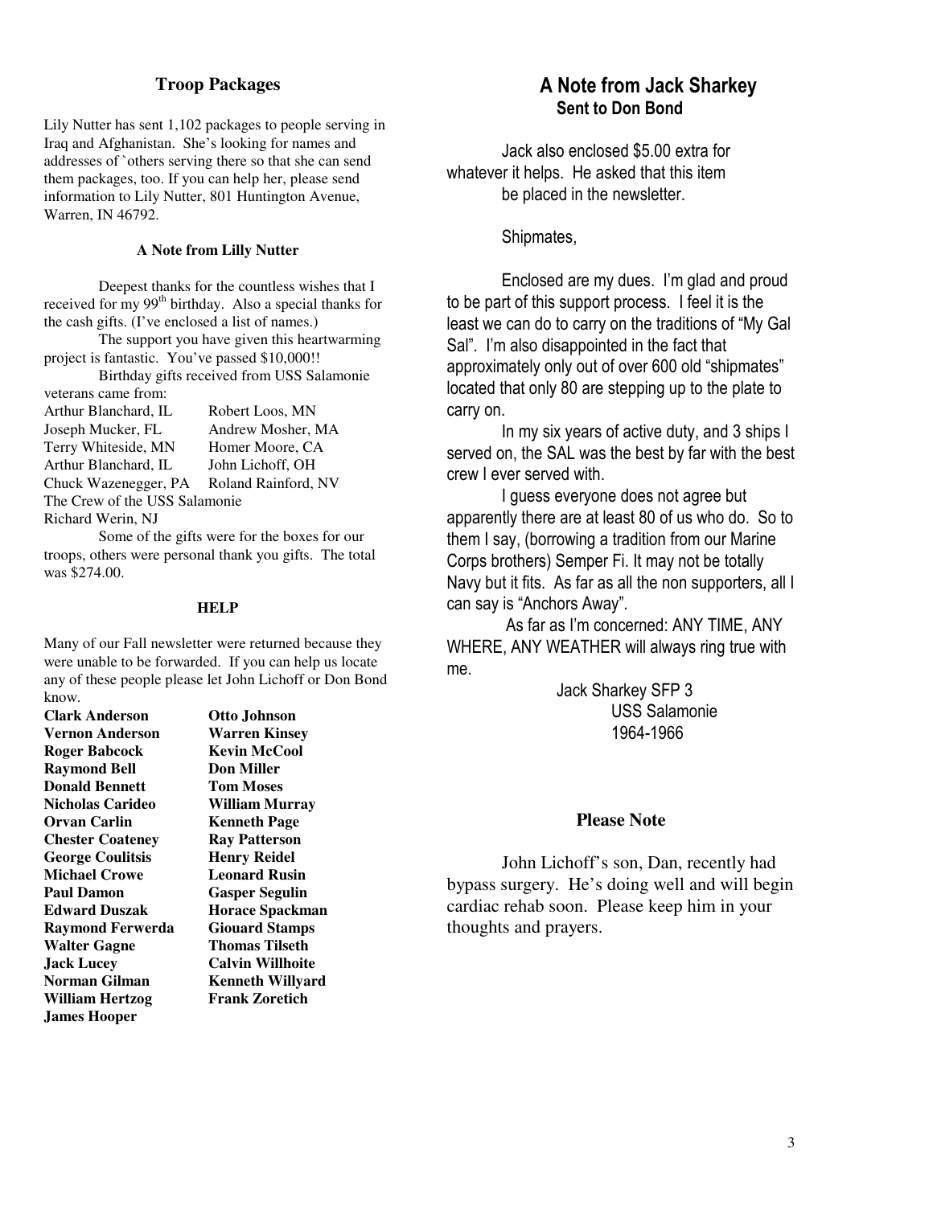## Troop Packages

Lily Nutter has sent 1,102 packages to people serving in Iraq and Afghanistan. She's looking for names and addresses of `others serving there so that she can send them packages, too. If you can help her, please send information to Lily Nutter, 801 Huntington Avenue, Warren, IN 46792.

### A Note from Lilly Nutter

Deepest thanks for the countless wishes that I received for my 99th birthday. Also a special thanks for the cash gifts. (I've enclosed a list of names.)

The support you have given this heartwarming project is fantastic. You've passed $10,000!!

Birthday gifts received from USS Salamonie veterans came from:

| | |
|---|---|
| Arthur Blanchard, IL | Robert Loos, MN |
| Joseph Mucker, FL | Andrew Mosher, MA |
| Terry Whiteside, MN | Homer Moore, CA |
| Arthur Blanchard, IL | John Lichoff, OH |
| Chuck Wazenegger, PA | Roland Rainford, NV |

The Crew of the USS Salamonie
Richard Werin, NJ

Some of the gifts were for the boxes for our troops, others were personal thank you gifts. The total was $274.00.

### HELP

Many of our Fall newsletter were returned because they were unable to be forwarded. If you can help us locate any of these people please let John Lichoff or Don Bond know.

| | |
|---|---|
| **Clark Anderson** | **Otto Johnson** |
| **Vernon Anderson** | **Warren Kinsey** |
| **Roger Babcock** | **Kevin McCool** |
| **Raymond Bell** | **Don Miller** |
| **Donald Bennett** | **Tom Moses** |
| **Nicholas Carideo** | **William Murray** |
| **Orvan Carlin** | **Kenneth Page** |
| **Chester Coateney** | **Ray Patterson** |
| **George Coulitsis** | **Henry Reidel** |
| **Michael Crowe** | **Leonard Rusin** |
| **Paul Damon** | **Gasper Segulin** |
| **Edward Duszak** | **Horace Spackman** |
| **Raymond Ferwerda** | **Giouard Stamps** |
| **Walter Gagne** | **Thomas Tilseth** |
| **Jack Lucey** | **Calvin Willhoite** |
| **Norman Gilman** | **Kenneth Willyard** |
| **William Hertzog** | **Frank Zoretich** |
| **James Hooper** | |

## A Note from Jack Sharkey
### Sent to Don Bond

Jack also enclosed $5.00 extra for whatever it helps. He asked that this item be placed in the newsletter.

Shipmates,

Enclosed are my dues. I'm glad and proud to be part of this support process. I feel it is the least we can do to carry on the traditions of "My Gal Sal". I'm also disappointed in the fact that approximately only out of over 600 old "shipmates" located that only 80 are stepping up to the plate to carry on.

In my six years of active duty, and 3 ships I served on, the SAL was the best by far with the best crew I ever served with.

I guess everyone does not agree but apparently there are at least 80 of us who do. So to them I say, (borrowing a tradition from our Marine Corps brothers) Semper Fi. It may not be totally Navy but it fits. As far as all the non supporters, all I can say is "Anchors Away".

As far as I'm concerned: ANY TIME, ANY WHERE, ANY WEATHER will always ring true with me.

Jack Sharkey SFP 3
USS Salamonie
1964-1966

## Please Note

John Lichoff's son, Dan, recently had bypass surgery. He's doing well and will begin cardiac rehab soon. Please keep him in your thoughts and prayers.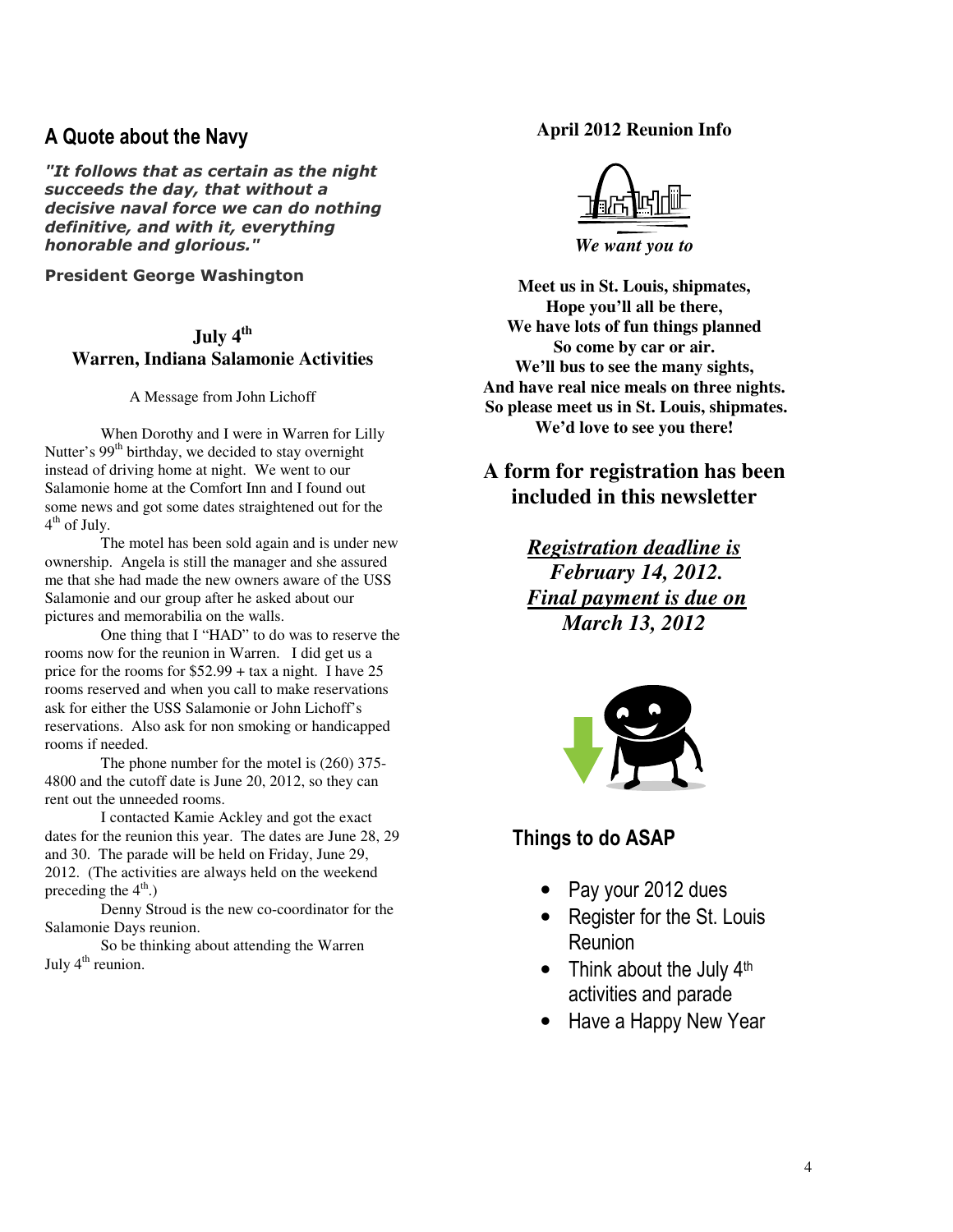## A Quote about the Navy

***"It follows that as certain as the night succeeds the day, that without a decisive naval force we can do nothing definitive, and with it, everything honorable and glorious."***

**President George Washington**

### July 4th Warren, Indiana Salamonie Activities

A Message from John Lichoff

When Dorothy and I were in Warren for Lilly Nutter's 99th birthday, we decided to stay overnight instead of driving home at night. We went to our Salamonie home at the Comfort Inn and I found out some news and got some dates straightened out for the 4th of July.

The motel has been sold again and is under new ownership. Angela is still the manager and she assured me that she had made the new owners aware of the USS Salamonie and our group after he asked about our pictures and memorabilia on the walls.

One thing that I "HAD" to do was to reserve the rooms now for the reunion in Warren. I did get us a price for the rooms for $52.99 + tax a night. I have 25 rooms reserved and when you call to make reservations ask for either the USS Salamonie or John Lichoff's reservations. Also ask for non smoking or handicapped rooms if needed.

The phone number for the motel is (260) 375-4800 and the cutoff date is June 20, 2012, so they can rent out the unneeded rooms.

I contacted Kamie Ackley and got the exact dates for the reunion this year. The dates are June 28, 29 and 30. The parade will be held on Friday, June 29, 2012. (The activities are always held on the weekend preceding the 4th.)

Denny Stroud is the new co-coordinator for the Salamonie Days reunion.

So be thinking about attending the Warren July 4th reunion.

### April 2012 Reunion Info

***We want you to***

**Meet us in St. Louis, shipmates,**
**Hope you'll all be there,**
**We have lots of fun things planned**
**So come by car or air.**
**We'll bus to see the many sights,**
**And have real nice meals on three nights.**
**So please meet us in St. Louis, shipmates.**
**We'd love to see you there!**

## A form for registration has been included in this newsletter

***<u>Registration deadline is</u> February 14, 2012.***
***<u>Final payment is due on</u> March 13, 2012***

## Things to do ASAP

- Pay your 2012 dues
- Register for the St. Louis Reunion
- Think about the July 4th activities and parade
- Have a Happy New Year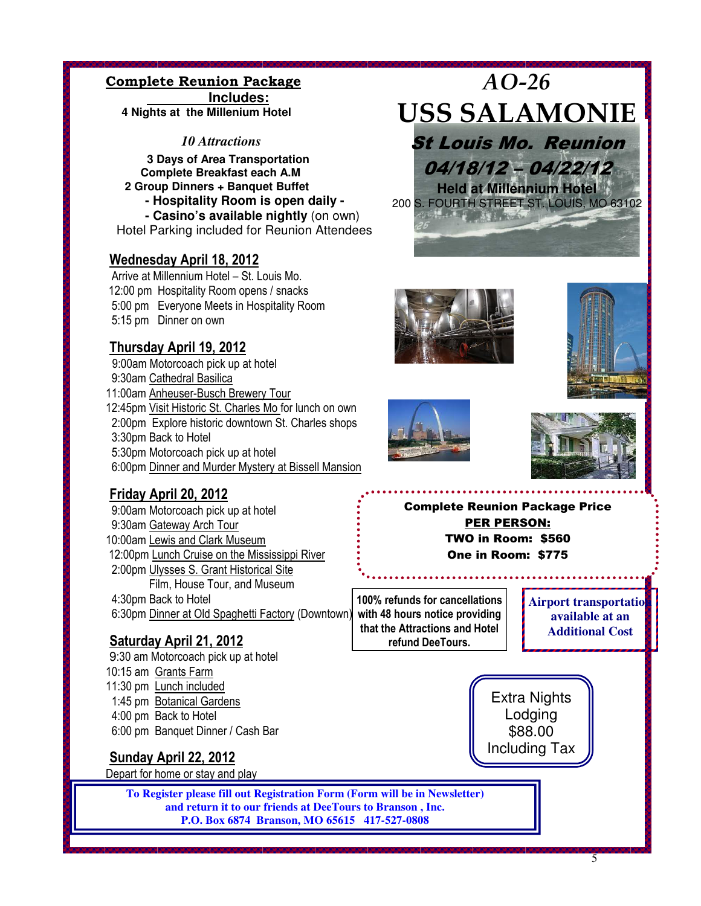# AO-26

# USS SALAMONIE

## St Louis Mo. Reunion

## 04/18/12 – 04/22/12

**Held at Millennium Hotel**

200 S. FOURTH STREET ST. LOUIS, MO 63102

## Complete Reunion Package Includes:

**4 Nights at the Millenium Hotel**

*10 Attractions*

**3 Days of Area Transportation**
**Complete Breakfast each A.M**
**2 Group Dinners + Banquet Buffet**
**- Hospitality Room is open daily -**
**- Casino's available nightly** (on own)
Hotel Parking included for Reunion Attendees

### Wednesday April 18, 2012

Arrive at Millenium Hotel – St. Louis Mo.
12:00 pm Hospitality Room opens / snacks
5:00 pm Everyone Meets in Hospitality Room
5:15 pm Dinner on own

### Thursday April 19, 2012

9:00am Motorcoach pick up at hotel
9:30am Cathedral Basilica
11:00am Anheuser-Busch Brewery Tour
12:45pm Visit Historic St. Charles Mo for lunch on own
2:00pm Explore historic downtown St. Charles shops
3:30pm Back to Hotel
5:30pm Motorcoach pick up at hotel
6:00pm Dinner and Murder Mystery at Bissell Mansion

### Friday April 20, 2012

9:00am Motorcoach pick up at hotel
9:30am Gateway Arch Tour
10:00am Lewis and Clark Museum
12:00pm Lunch Cruise on the Mississippi River
2:00pm Ulysses S. Grant Historical Site
Film, House Tour, and Museum
4:30pm Back to Hotel
6:30pm Dinner at Old Spaghetti Factory (Downtown)

### Saturday April 21, 2012

9:30 am Motorcoach pick up at hotel
10:15 am Grants Farm
11:30 pm Lunch included
1:45 pm Botanical Gardens
4:00 pm Back to Hotel
6:00 pm Banquet Dinner / Cash Bar

### Sunday April 22, 2012

Depart for home or stay and play

**Complete Reunion Package Price**
**PER PERSON:**
**TWO in Room: $560**
**One in Room: $775**

**100% refunds for cancellations with 48 hours notice providing that the Attractions and Hotel refund DeeTours.**

**Airport transportation available at an Additional Cost**

Extra Nights Lodging $88.00 Including Tax

**To Register please fill out Registration Form (Form will be in Newsletter) and return it to our friends at DeeTours to Branson , Inc.**
**P.O. Box 6874 Branson, MO 65615 417-527-0808**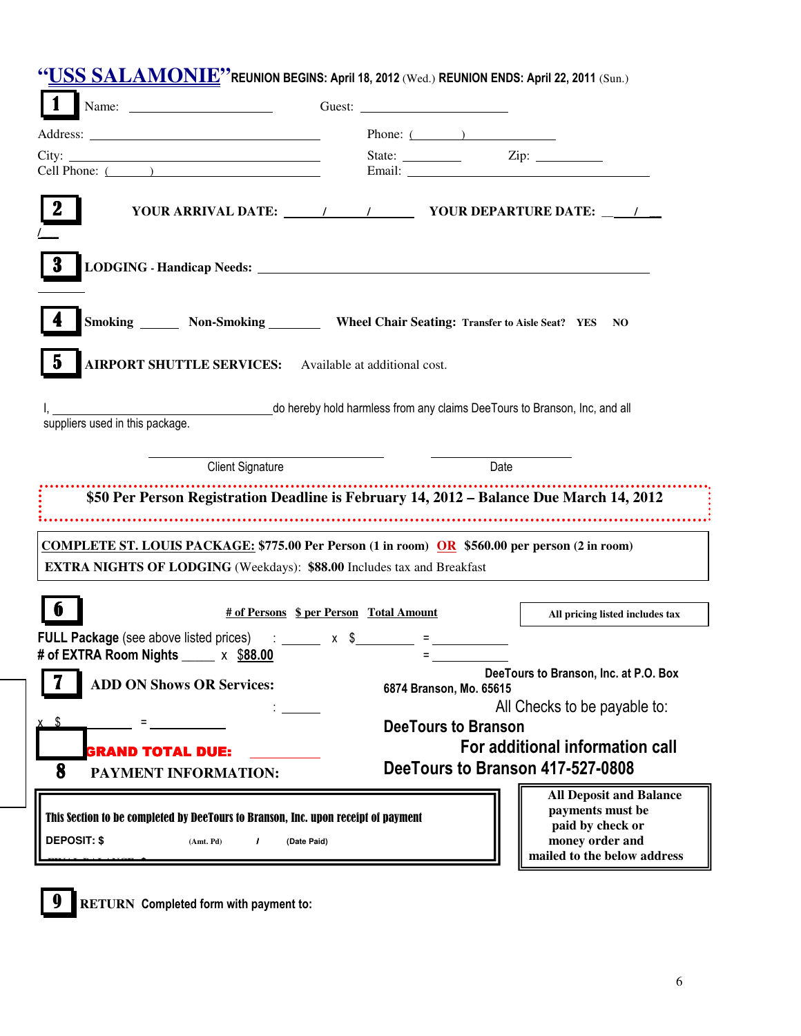# "USS SALAMONIE" REUNION BEGINS: April 18, 2012 (Wed.) REUNION ENDS: April 22, 2011 (Sun.)

**1** Name: ____________________ Guest: ____________________

Address: ________________________________ Phone: (______) ____________

City: ________________________________ State: ________ Zip: ________

Cell Phone: (______) ________________________ Email: ______________________________

**2** **YOUR ARRIVAL DATE: _____/_____/_____ YOUR DEPARTURE DATE: ___/___/___**

**3** **LODGING - Handicap Needs:** ______________________________________________

**4** **Smoking** ______ **Non-Smoking** ________ **Wheel Chair Seating:** **Transfer to Aisle Seat? YES NO**

**5** **AIRPORT SHUTTLE SERVICES:** Available at additional cost.

I, ______________________________ do hereby hold harmless from any claims DeeTours to Branson, Inc, and all suppliers used in this package.

______________________________ ____________________

Client Signature Date

**$50 Per Person Registration Deadline is February 14, 2012 – Balance Due March 14, 2012**

**COMPLETE ST. LOUIS PACKAGE: $775.00 Per Person (1 in room) OR $560.00 per person (2 in room)**

**EXTRA NIGHTS OF LODGING** (Weekdays): **$88.00** Includes tax and Breakfast

**6** **# of Persons** **$ per Person** **Total Amount**

**All pricing listed includes tax**

**FULL Package** (see above listed prices) : ______ x $__________ = __________

**# of EXTRA Room Nights** _____ x **$88.00** = __________

**7** **ADD ON Shows OR Services:** : ______ x $__________ = __________

**GRAND TOTAL DUE:** __________

**8** **PAYMENT INFORMATION:**

**This Section to be completed by DeeTours to Branson, Inc. upon receipt of payment**

**DEPOSIT: $** (Amt. Pd) / (Date Paid)

**All Deposit and Balance payments must be paid by check or money order and mailed to the below address**

**All Checks to be payable to:**

**DeeTours to Branson**

**For additional information call**

**DeeTours to Branson 417-527-0808**

**9** **RETURN Completed form with payment to:**

**DeeTours to Branson, Inc. at P.O. Box 6874 Branson, Mo. 65615**